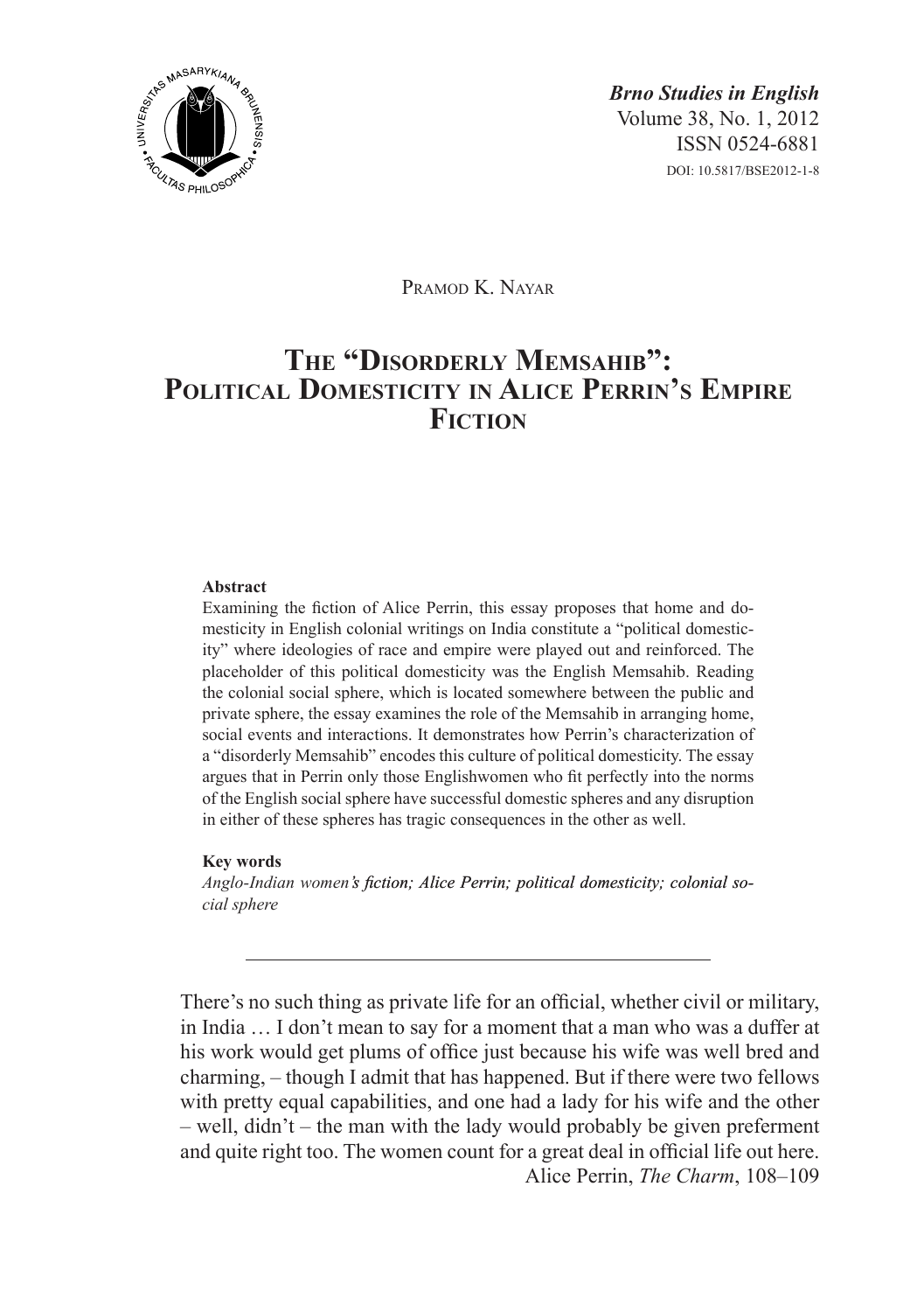*Brno Studies in English*
Volume 38, No. 1, 2012
ISSN 0524-6881
DOI: 10.5817/BSE2012-1-8

Pramod K. Nayar

# The "Disorderly Memsahib": Political Domesticity in Alice Perrin's Empire Fiction

**Abstract**

Examining the fiction of Alice Perrin, this essay proposes that home and domesticity in English colonial writings on India constitute a "political domesticity" where ideologies of race and empire were played out and reinforced. The placeholder of this political domesticity was the English Memsahib. Reading the colonial social sphere, which is located somewhere between the public and private sphere, the essay examines the role of the Memsahib in arranging home, social events and interactions. It demonstrates how Perrin's characterization of a "disorderly Memsahib" encodes this culture of political domesticity. The essay argues that in Perrin only those Englishwomen who fit perfectly into the norms of the English social sphere have successful domestic spheres and any disruption in either of these spheres has tragic consequences in the other as well.

**Key words**

*Anglo-Indian women's fiction; Alice Perrin; political domesticity; colonial social sphere*

---

> There's no such thing as private life for an official, whether civil or military, in India … I don't mean to say for a moment that a man who was a duffer at his work would get plums of office just because his wife was well bred and charming, – though I admit that has happened. But if there were two fellows with pretty equal capabilities, and one had a lady for his wife and the other – well, didn't – the man with the lady would probably be given preferment and quite right too. The women count for a great deal in official life out here.
>
> Alice Perrin, *The Charm*, 108–109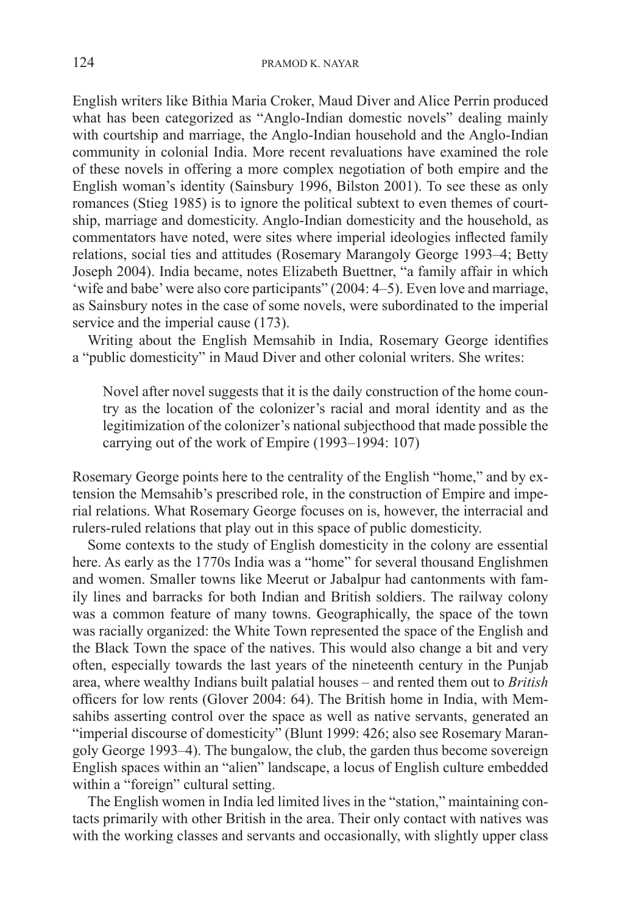English writers like Bithia Maria Croker, Maud Diver and Alice Perrin produced what has been categorized as "Anglo-Indian domestic novels" dealing mainly with courtship and marriage, the Anglo-Indian household and the Anglo-Indian community in colonial India. More recent revaluations have examined the role of these novels in offering a more complex negotiation of both empire and the English woman's identity (Sainsbury 1996, Bilston 2001). To see these as only romances (Stieg 1985) is to ignore the political subtext to even themes of courtship, marriage and domesticity. Anglo-Indian domesticity and the household, as commentators have noted, were sites where imperial ideologies inflected family relations, social ties and attitudes (Rosemary Marangoly George 1993–4; Betty Joseph 2004). India became, notes Elizabeth Buettner, "a family affair in which 'wife and babe' were also core participants" (2004: 4–5). Even love and marriage, as Sainsbury notes in the case of some novels, were subordinated to the imperial service and the imperial cause (173).

Writing about the English Memsahib in India, Rosemary George identifies a "public domesticity" in Maud Diver and other colonial writers. She writes:

> Novel after novel suggests that it is the daily construction of the home country as the location of the colonizer's racial and moral identity and as the legitimization of the colonizer's national subjecthood that made possible the carrying out of the work of Empire (1993–1994: 107)

Rosemary George points here to the centrality of the English "home," and by extension the Memsahib's prescribed role, in the construction of Empire and imperial relations. What Rosemary George focuses on is, however, the interracial and rulers-ruled relations that play out in this space of public domesticity.

Some contexts to the study of English domesticity in the colony are essential here. As early as the 1770s India was a "home" for several thousand Englishmen and women. Smaller towns like Meerut or Jabalpur had cantonments with family lines and barracks for both Indian and British soldiers. The railway colony was a common feature of many towns. Geographically, the space of the town was racially organized: the White Town represented the space of the English and the Black Town the space of the natives. This would also change a bit and very often, especially towards the last years of the nineteenth century in the Punjab area, where wealthy Indians built palatial houses – and rented them out to *British* officers for low rents (Glover 2004: 64). The British home in India, with Memsahibs asserting control over the space as well as native servants, generated an "imperial discourse of domesticity" (Blunt 1999: 426; also see Rosemary Marangoly George 1993–4). The bungalow, the club, the garden thus become sovereign English spaces within an "alien" landscape, a locus of English culture embedded within a "foreign" cultural setting.

The English women in India led limited lives in the "station," maintaining contacts primarily with other British in the area. Their only contact with natives was with the working classes and servants and occasionally, with slightly upper class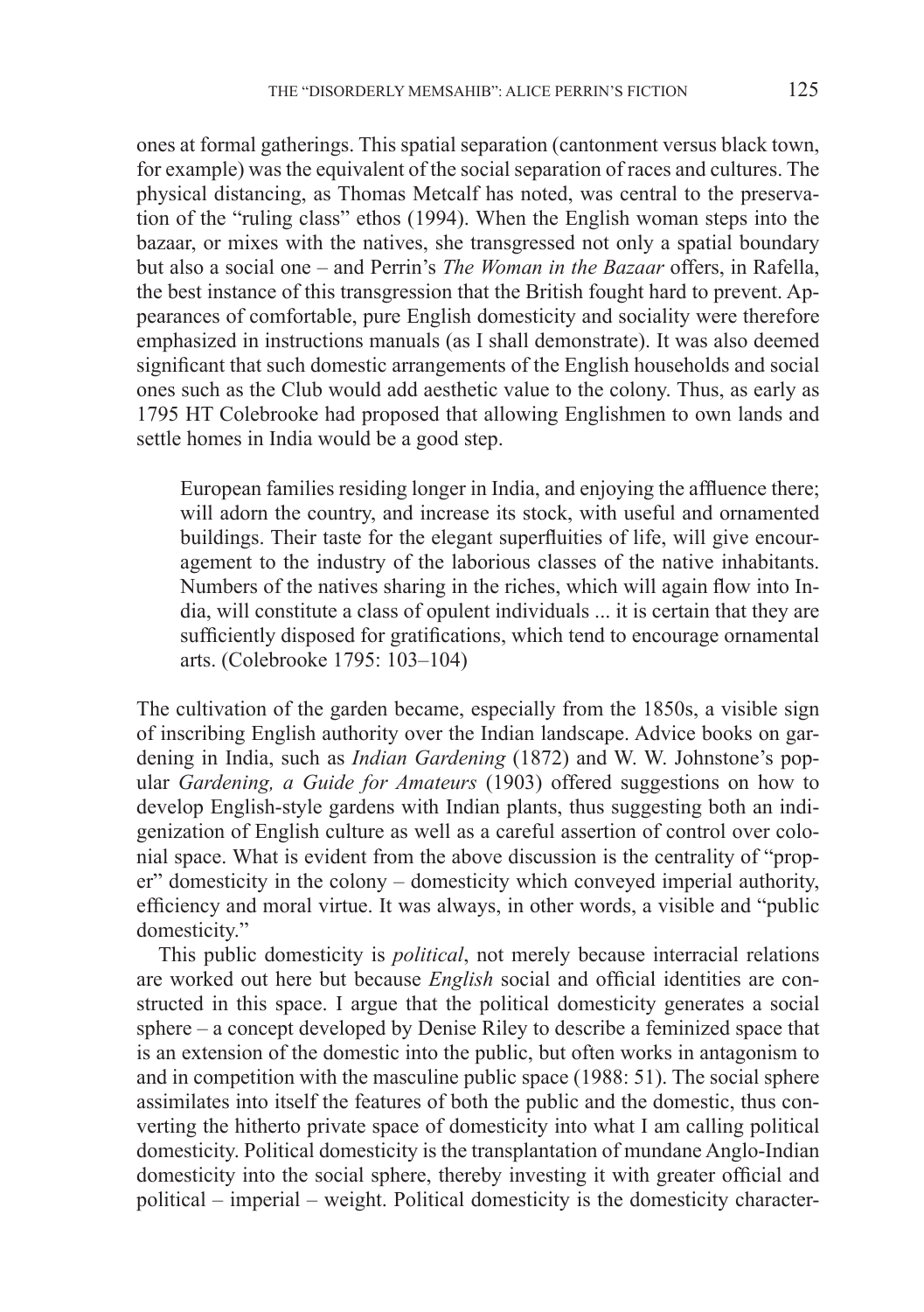ones at formal gatherings. This spatial separation (cantonment versus black town, for example) was the equivalent of the social separation of races and cultures. The physical distancing, as Thomas Metcalf has noted, was central to the preservation of the "ruling class" ethos (1994). When the English woman steps into the bazaar, or mixes with the natives, she transgressed not only a spatial boundary but also a social one – and Perrin's *The Woman in the Bazaar* offers, in Rafella, the best instance of this transgression that the British fought hard to prevent. Appearances of comfortable, pure English domesticity and sociality were therefore emphasized in instructions manuals (as I shall demonstrate). It was also deemed significant that such domestic arrangements of the English households and social ones such as the Club would add aesthetic value to the colony. Thus, as early as 1795 HT Colebrooke had proposed that allowing Englishmen to own lands and settle homes in India would be a good step.

> European families residing longer in India, and enjoying the affluence there; will adorn the country, and increase its stock, with useful and ornamented buildings. Their taste for the elegant superfluities of life, will give encouragement to the industry of the laborious classes of the native inhabitants. Numbers of the natives sharing in the riches, which will again flow into India, will constitute a class of opulent individuals ... it is certain that they are sufficiently disposed for gratifications, which tend to encourage ornamental arts. (Colebrooke 1795: 103–104)

The cultivation of the garden became, especially from the 1850s, a visible sign of inscribing English authority over the Indian landscape. Advice books on gardening in India, such as *Indian Gardening* (1872) and W. W. Johnstone's popular *Gardening, a Guide for Amateurs* (1903) offered suggestions on how to develop English-style gardens with Indian plants, thus suggesting both an indigenization of English culture as well as a careful assertion of control over colonial space. What is evident from the above discussion is the centrality of "proper" domesticity in the colony – domesticity which conveyed imperial authority, efficiency and moral virtue. It was always, in other words, a visible and "public domesticity."

This public domesticity is *political*, not merely because interracial relations are worked out here but because *English* social and official identities are constructed in this space. I argue that the political domesticity generates a social sphere – a concept developed by Denise Riley to describe a feminized space that is an extension of the domestic into the public, but often works in antagonism to and in competition with the masculine public space (1988: 51). The social sphere assimilates into itself the features of both the public and the domestic, thus converting the hitherto private space of domesticity into what I am calling political domesticity. Political domesticity is the transplantation of mundane Anglo-Indian domesticity into the social sphere, thereby investing it with greater official and political – imperial – weight. Political domesticity is the domesticity character-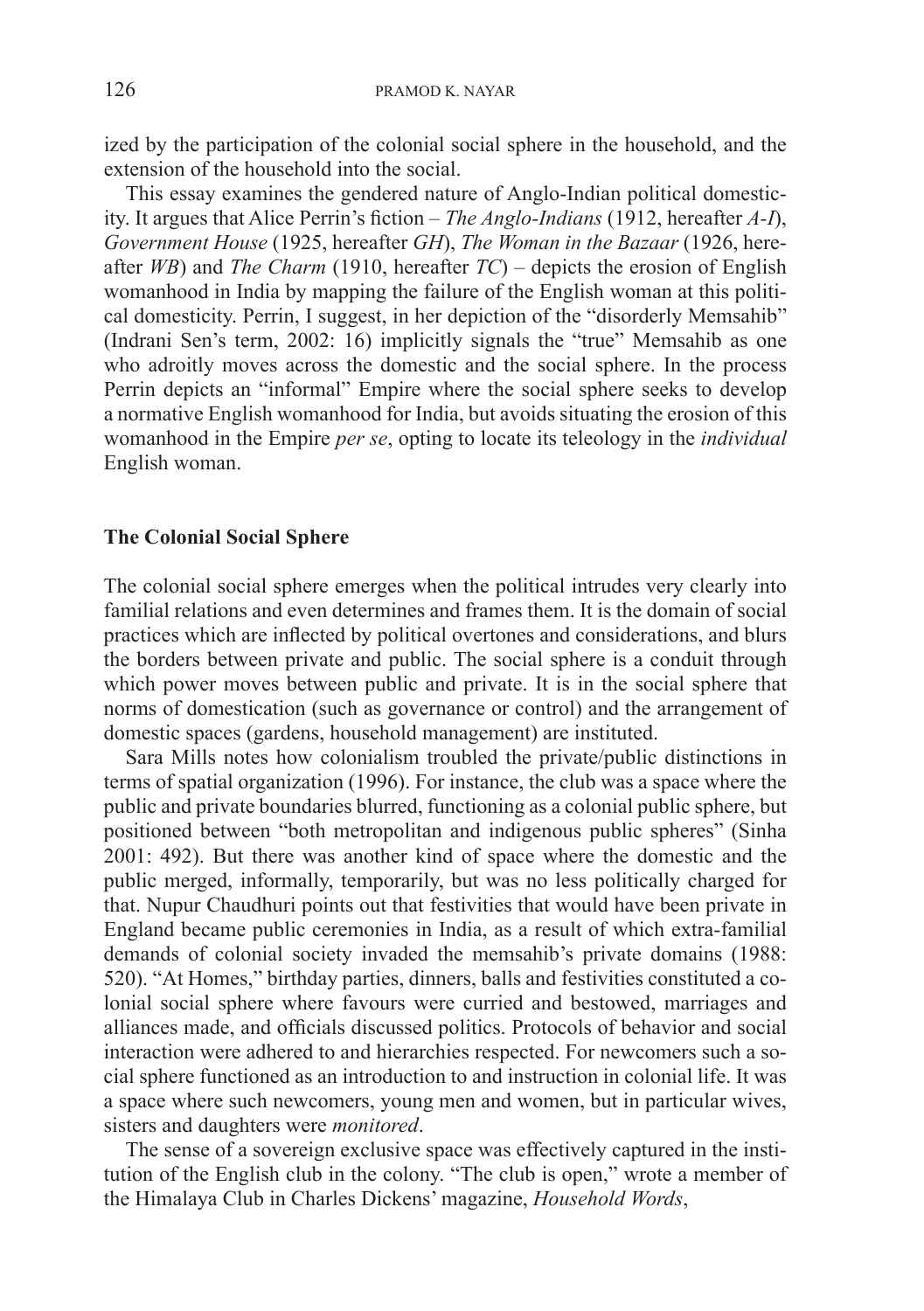ized by the participation of the colonial social sphere in the household, and the extension of the household into the social.

This essay examines the gendered nature of Anglo-Indian political domesticity. It argues that Alice Perrin's fiction – *The Anglo-Indians* (1912, hereafter *A-I*), *Government House* (1925, hereafter *GH*), *The Woman in the Bazaar* (1926, hereafter *WB*) and *The Charm* (1910, hereafter *TC*) – depicts the erosion of English womanhood in India by mapping the failure of the English woman at this political domesticity. Perrin, I suggest, in her depiction of the "disorderly Memsahib" (Indrani Sen's term, 2002: 16) implicitly signals the "true" Memsahib as one who adroitly moves across the domestic and the social sphere. In the process Perrin depicts an "informal" Empire where the social sphere seeks to develop a normative English womanhood for India, but avoids situating the erosion of this womanhood in the Empire *per se*, opting to locate its teleology in the *individual* English woman.

## The Colonial Social Sphere

The colonial social sphere emerges when the political intrudes very clearly into familial relations and even determines and frames them. It is the domain of social practices which are inflected by political overtones and considerations, and blurs the borders between private and public. The social sphere is a conduit through which power moves between public and private. It is in the social sphere that norms of domestication (such as governance or control) and the arrangement of domestic spaces (gardens, household management) are instituted.

Sara Mills notes how colonialism troubled the private/public distinctions in terms of spatial organization (1996). For instance, the club was a space where the public and private boundaries blurred, functioning as a colonial public sphere, but positioned between "both metropolitan and indigenous public spheres" (Sinha 2001: 492). But there was another kind of space where the domestic and the public merged, informally, temporarily, but was no less politically charged for that. Nupur Chaudhuri points out that festivities that would have been private in England became public ceremonies in India, as a result of which extra-familial demands of colonial society invaded the memsahib's private domains (1988: 520). "At Homes," birthday parties, dinners, balls and festivities constituted a colonial social sphere where favours were curried and bestowed, marriages and alliances made, and officials discussed politics. Protocols of behavior and social interaction were adhered to and hierarchies respected. For newcomers such a social sphere functioned as an introduction to and instruction in colonial life. It was a space where such newcomers, young men and women, but in particular wives, sisters and daughters were *monitored*.

The sense of a sovereign exclusive space was effectively captured in the institution of the English club in the colony. "The club is open," wrote a member of the Himalaya Club in Charles Dickens' magazine, *Household Words*,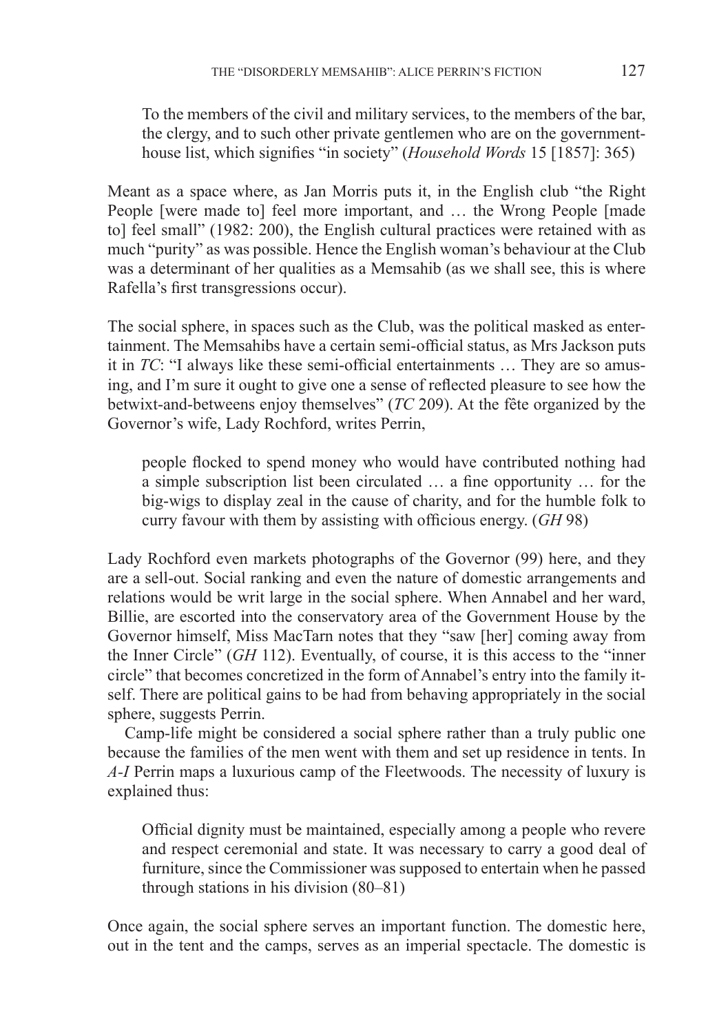> To the members of the civil and military services, to the members of the bar, the clergy, and to such other private gentlemen who are on the government-house list, which signifies "in society" (*Household Words* 15 [1857]: 365)

Meant as a space where, as Jan Morris puts it, in the English club "the Right People [were made to] feel more important, and … the Wrong People [made to] feel small" (1982: 200), the English cultural practices were retained with as much "purity" as was possible. Hence the English woman's behaviour at the Club was a determinant of her qualities as a Memsahib (as we shall see, this is where Rafella's first transgressions occur).

The social sphere, in spaces such as the Club, was the political masked as entertainment. The Memsahibs have a certain semi-official status, as Mrs Jackson puts it in *TC*: "I always like these semi-official entertainments … They are so amusing, and I'm sure it ought to give one a sense of reflected pleasure to see how the betwixt-and-betweens enjoy themselves" (*TC* 209). At the fête organized by the Governor's wife, Lady Rochford, writes Perrin,

> people flocked to spend money who would have contributed nothing had a simple subscription list been circulated … a fine opportunity … for the big-wigs to display zeal in the cause of charity, and for the humble folk to curry favour with them by assisting with officious energy. (*GH* 98)

Lady Rochford even markets photographs of the Governor (99) here, and they are a sell-out. Social ranking and even the nature of domestic arrangements and relations would be writ large in the social sphere. When Annabel and her ward, Billie, are escorted into the conservatory area of the Government House by the Governor himself, Miss MacTarn notes that they "saw [her] coming away from the Inner Circle" (*GH* 112). Eventually, of course, it is this access to the "inner circle" that becomes concretized in the form of Annabel's entry into the family itself. There are political gains to be had from behaving appropriately in the social sphere, suggests Perrin.

Camp-life might be considered a social sphere rather than a truly public one because the families of the men went with them and set up residence in tents. In *A-I* Perrin maps a luxurious camp of the Fleetwoods. The necessity of luxury is explained thus:

> Official dignity must be maintained, especially among a people who revere and respect ceremonial and state. It was necessary to carry a good deal of furniture, since the Commissioner was supposed to entertain when he passed through stations in his division (80–81)

Once again, the social sphere serves an important function. The domestic here, out in the tent and the camps, serves as an imperial spectacle. The domestic is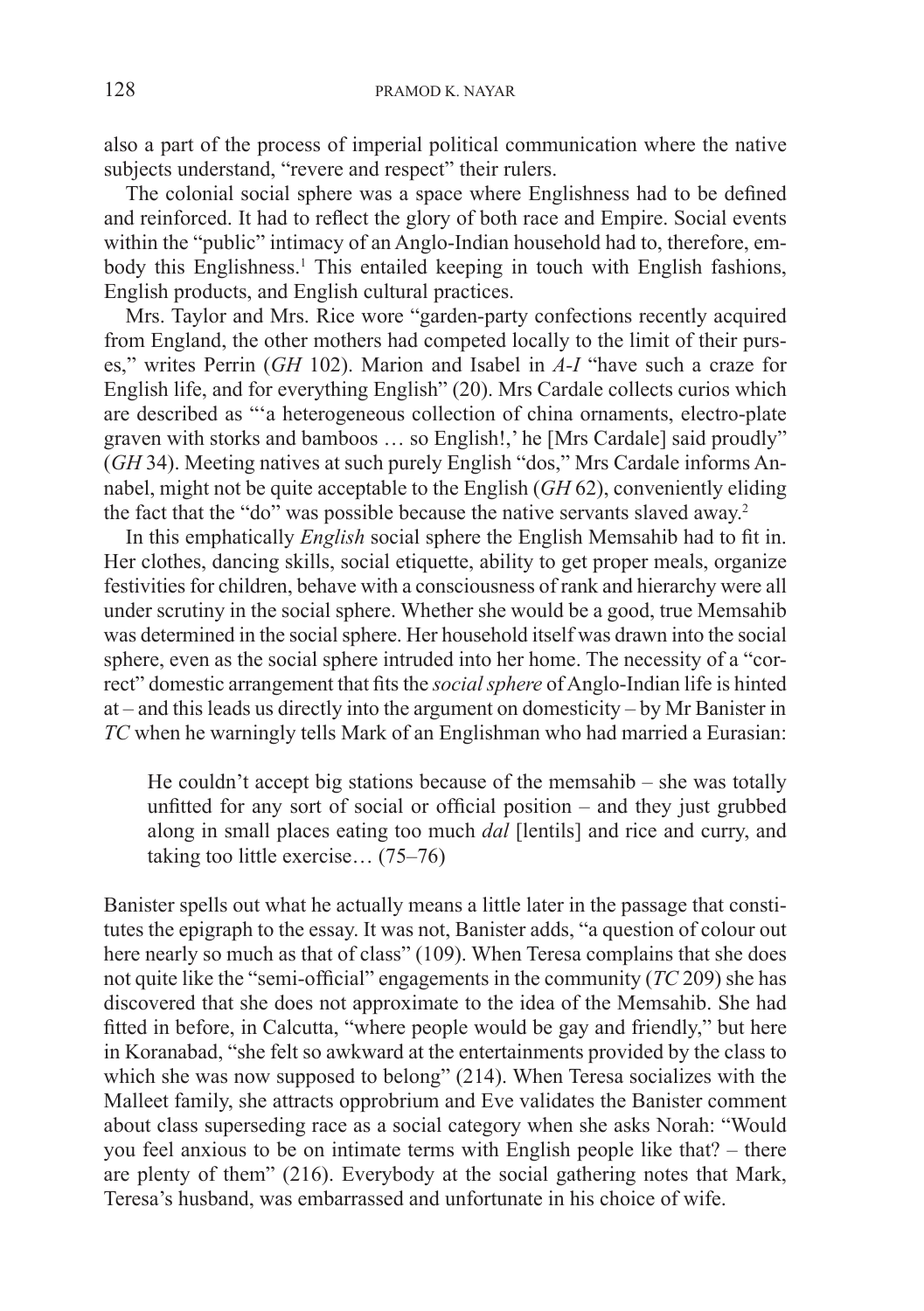also a part of the process of imperial political communication where the native subjects understand, "revere and respect" their rulers.

The colonial social sphere was a space where Englishness had to be defined and reinforced. It had to reflect the glory of both race and Empire. Social events within the "public" intimacy of an Anglo-Indian household had to, therefore, embody this Englishness.[1] This entailed keeping in touch with English fashions, English products, and English cultural practices.

Mrs. Taylor and Mrs. Rice wore "garden-party confections recently acquired from England, the other mothers had competed locally to the limit of their purses," writes Perrin (*GH* 102). Marion and Isabel in *A-I* "have such a craze for English life, and for everything English" (20). Mrs Cardale collects curios which are described as "'a heterogeneous collection of china ornaments, electro-plate graven with storks and bamboos … so English!,' he [Mrs Cardale] said proudly" (*GH* 34). Meeting natives at such purely English "dos," Mrs Cardale informs Annabel, might not be quite acceptable to the English (*GH* 62), conveniently eliding the fact that the "do" was possible because the native servants slaved away.[2]

In this emphatically *English* social sphere the English Memsahib had to fit in. Her clothes, dancing skills, social etiquette, ability to get proper meals, organize festivities for children, behave with a consciousness of rank and hierarchy were all under scrutiny in the social sphere. Whether she would be a good, true Memsahib was determined in the social sphere. Her household itself was drawn into the social sphere, even as the social sphere intruded into her home. The necessity of a "correct" domestic arrangement that fits the *social sphere* of Anglo-Indian life is hinted at – and this leads us directly into the argument on domesticity – by Mr Banister in *TC* when he warningly tells Mark of an Englishman who had married a Eurasian:

> He couldn't accept big stations because of the memsahib – she was totally unfitted for any sort of social or official position – and they just grubbed along in small places eating too much *dal* [lentils] and rice and curry, and taking too little exercise… (75–76)

Banister spells out what he actually means a little later in the passage that constitutes the epigraph to the essay. It was not, Banister adds, "a question of colour out here nearly so much as that of class" (109). When Teresa complains that she does not quite like the "semi-official" engagements in the community (*TC* 209) she has discovered that she does not approximate to the idea of the Memsahib. She had fitted in before, in Calcutta, "where people would be gay and friendly," but here in Koranabad, "she felt so awkward at the entertainments provided by the class to which she was now supposed to belong" (214). When Teresa socializes with the Malleet family, she attracts opprobrium and Eve validates the Banister comment about class superseding race as a social category when she asks Norah: "Would you feel anxious to be on intimate terms with English people like that? – there are plenty of them" (216). Everybody at the social gathering notes that Mark, Teresa's husband, was embarrassed and unfortunate in his choice of wife.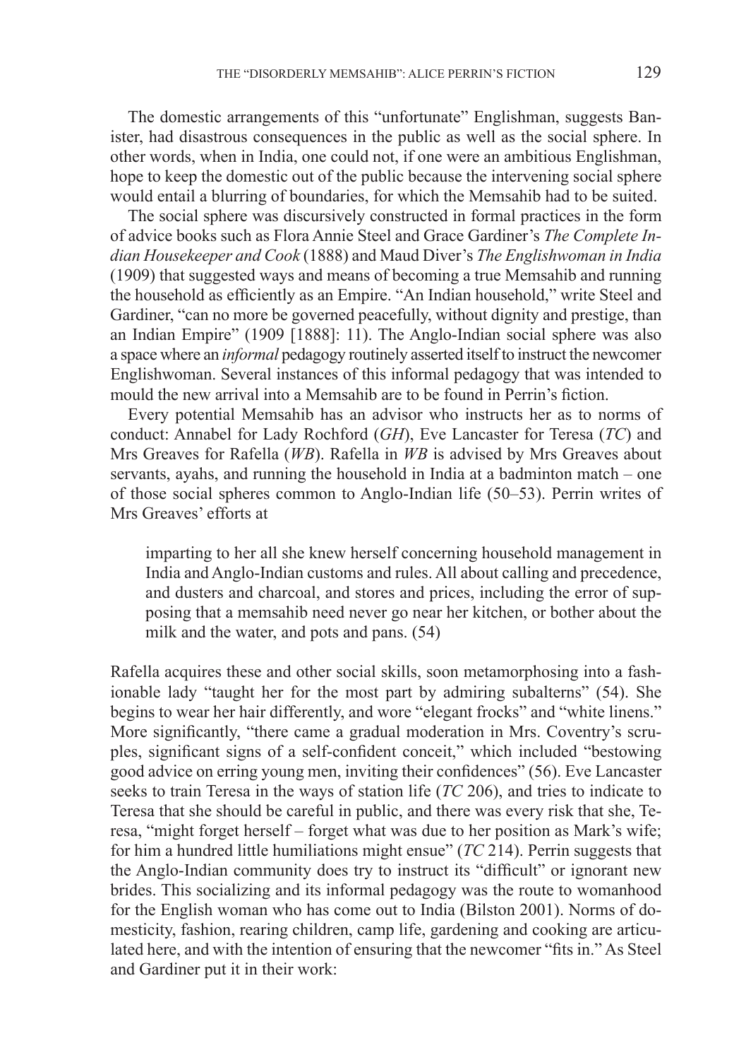The domestic arrangements of this "unfortunate" Englishman, suggests Banister, had disastrous consequences in the public as well as the social sphere. In other words, when in India, one could not, if one were an ambitious Englishman, hope to keep the domestic out of the public because the intervening social sphere would entail a blurring of boundaries, for which the Memsahib had to be suited.

The social sphere was discursively constructed in formal practices in the form of advice books such as Flora Annie Steel and Grace Gardiner's *The Complete Indian Housekeeper and Cook* (1888) and Maud Diver's *The Englishwoman in India* (1909) that suggested ways and means of becoming a true Memsahib and running the household as efficiently as an Empire. "An Indian household," write Steel and Gardiner, "can no more be governed peacefully, without dignity and prestige, than an Indian Empire" (1909 [1888]: 11). The Anglo-Indian social sphere was also a space where an *informal* pedagogy routinely asserted itself to instruct the newcomer Englishwoman. Several instances of this informal pedagogy that was intended to mould the new arrival into a Memsahib are to be found in Perrin's fiction.

Every potential Memsahib has an advisor who instructs her as to norms of conduct: Annabel for Lady Rochford (*GH*), Eve Lancaster for Teresa (*TC*) and Mrs Greaves for Rafella (*WB*). Rafella in *WB* is advised by Mrs Greaves about servants, ayahs, and running the household in India at a badminton match – one of those social spheres common to Anglo-Indian life (50–53). Perrin writes of Mrs Greaves' efforts at

> imparting to her all she knew herself concerning household management in India and Anglo-Indian customs and rules. All about calling and precedence, and dusters and charcoal, and stores and prices, including the error of supposing that a memsahib need never go near her kitchen, or bother about the milk and the water, and pots and pans. (54)

Rafella acquires these and other social skills, soon metamorphosing into a fashionable lady "taught her for the most part by admiring subalterns" (54). She begins to wear her hair differently, and wore "elegant frocks" and "white linens." More significantly, "there came a gradual moderation in Mrs. Coventry's scruples, significant signs of a self-confident conceit," which included "bestowing good advice on erring young men, inviting their confidences" (56). Eve Lancaster seeks to train Teresa in the ways of station life (*TC* 206), and tries to indicate to Teresa that she should be careful in public, and there was every risk that she, Teresa, "might forget herself – forget what was due to her position as Mark's wife; for him a hundred little humiliations might ensue" (*TC* 214). Perrin suggests that the Anglo-Indian community does try to instruct its "difficult" or ignorant new brides. This socializing and its informal pedagogy was the route to womanhood for the English woman who has come out to India (Bilston 2001). Norms of domesticity, fashion, rearing children, camp life, gardening and cooking are articulated here, and with the intention of ensuring that the newcomer "fits in." As Steel and Gardiner put it in their work: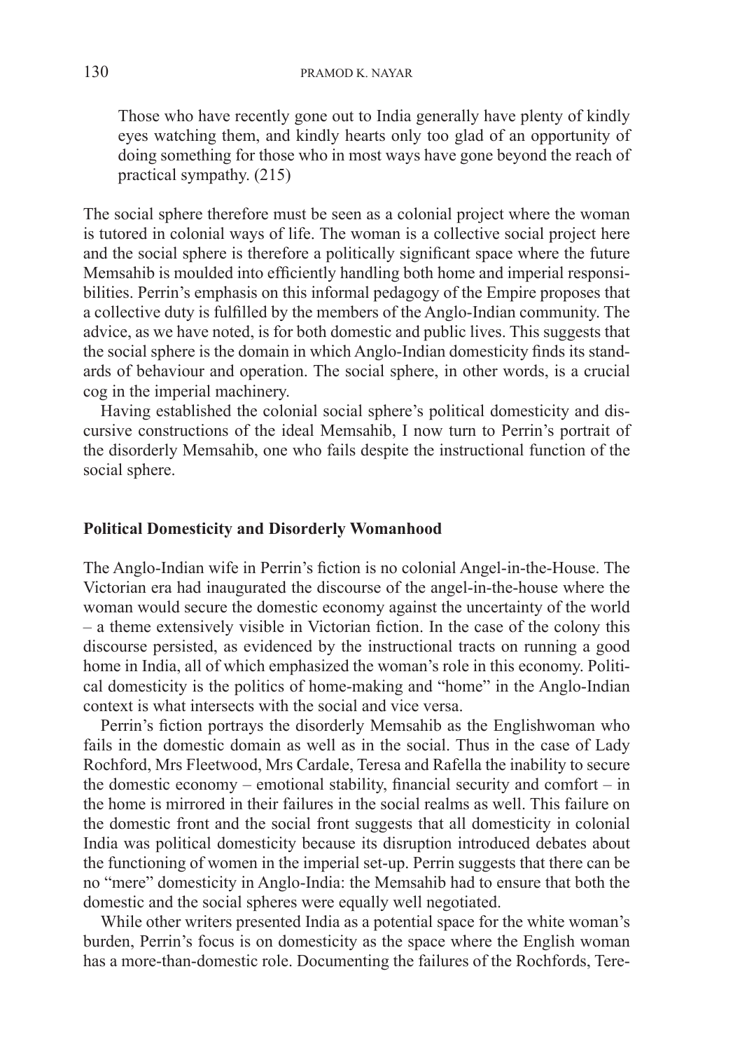> Those who have recently gone out to India generally have plenty of kindly eyes watching them, and kindly hearts only too glad of an opportunity of doing something for those who in most ways have gone beyond the reach of practical sympathy. (215)

The social sphere therefore must be seen as a colonial project where the woman is tutored in colonial ways of life. The woman is a collective social project here and the social sphere is therefore a politically significant space where the future Memsahib is moulded into efficiently handling both home and imperial responsibilities. Perrin's emphasis on this informal pedagogy of the Empire proposes that a collective duty is fulfilled by the members of the Anglo-Indian community. The advice, as we have noted, is for both domestic and public lives. This suggests that the social sphere is the domain in which Anglo-Indian domesticity finds its standards of behaviour and operation. The social sphere, in other words, is a crucial cog in the imperial machinery.

Having established the colonial social sphere's political domesticity and discursive constructions of the ideal Memsahib, I now turn to Perrin's portrait of the disorderly Memsahib, one who fails despite the instructional function of the social sphere.

## Political Domesticity and Disorderly Womanhood

The Anglo-Indian wife in Perrin's fiction is no colonial Angel-in-the-House. The Victorian era had inaugurated the discourse of the angel-in-the-house where the woman would secure the domestic economy against the uncertainty of the world – a theme extensively visible in Victorian fiction. In the case of the colony this discourse persisted, as evidenced by the instructional tracts on running a good home in India, all of which emphasized the woman's role in this economy. Political domesticity is the politics of home-making and "home" in the Anglo-Indian context is what intersects with the social and vice versa.

Perrin's fiction portrays the disorderly Memsahib as the Englishwoman who fails in the domestic domain as well as in the social. Thus in the case of Lady Rochford, Mrs Fleetwood, Mrs Cardale, Teresa and Rafella the inability to secure the domestic economy – emotional stability, financial security and comfort – in the home is mirrored in their failures in the social realms as well. This failure on the domestic front and the social front suggests that all domesticity in colonial India was political domesticity because its disruption introduced debates about the functioning of women in the imperial set-up. Perrin suggests that there can be no "mere" domesticity in Anglo-India: the Memsahib had to ensure that both the domestic and the social spheres were equally well negotiated.

While other writers presented India as a potential space for the white woman's burden, Perrin's focus is on domesticity as the space where the English woman has a more-than-domestic role. Documenting the failures of the Rochfords, Tere-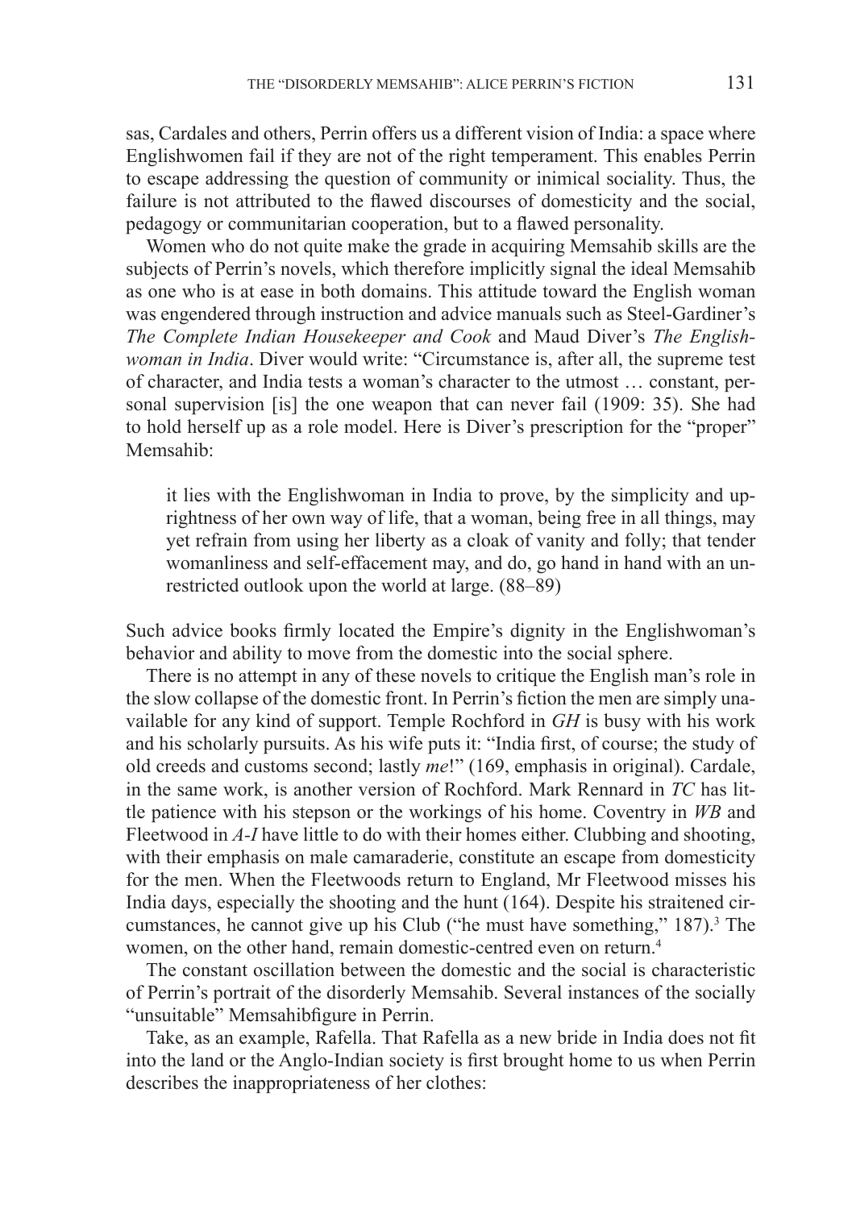sas, Cardales and others, Perrin offers us a different vision of India: a space where Englishwomen fail if they are not of the right temperament. This enables Perrin to escape addressing the question of community or inimical sociality. Thus, the failure is not attributed to the flawed discourses of domesticity and the social, pedagogy or communitarian cooperation, but to a flawed personality.

Women who do not quite make the grade in acquiring Memsahib skills are the subjects of Perrin's novels, which therefore implicitly signal the ideal Memsahib as one who is at ease in both domains. This attitude toward the English woman was engendered through instruction and advice manuals such as Steel-Gardiner's *The Complete Indian Housekeeper and Cook* and Maud Diver's *The Englishwoman in India*. Diver would write: "Circumstance is, after all, the supreme test of character, and India tests a woman's character to the utmost … constant, personal supervision [is] the one weapon that can never fail (1909: 35). She had to hold herself up as a role model. Here is Diver's prescription for the "proper" Memsahib:

> it lies with the Englishwoman in India to prove, by the simplicity and uprightness of her own way of life, that a woman, being free in all things, may yet refrain from using her liberty as a cloak of vanity and folly; that tender womanliness and self-effacement may, and do, go hand in hand with an unrestricted outlook upon the world at large. (88–89)

Such advice books firmly located the Empire's dignity in the Englishwoman's behavior and ability to move from the domestic into the social sphere.

There is no attempt in any of these novels to critique the English man's role in the slow collapse of the domestic front. In Perrin's fiction the men are simply unavailable for any kind of support. Temple Rochford in *GH* is busy with his work and his scholarly pursuits. As his wife puts it: "India first, of course; the study of old creeds and customs second; lastly *me*!" (169, emphasis in original). Cardale, in the same work, is another version of Rochford. Mark Rennard in *TC* has little patience with his stepson or the workings of his home. Coventry in *WB* and Fleetwood in *A-I* have little to do with their homes either. Clubbing and shooting, with their emphasis on male camaraderie, constitute an escape from domesticity for the men. When the Fleetwoods return to England, Mr Fleetwood misses his India days, especially the shooting and the hunt (164). Despite his straitened circumstances, he cannot give up his Club ("he must have something," 187).[3] The women, on the other hand, remain domestic-centred even on return.[4]

The constant oscillation between the domestic and the social is characteristic of Perrin's portrait of the disorderly Memsahib. Several instances of the socially "unsuitable" Memsahibfigure in Perrin.

Take, as an example, Rafella. That Rafella as a new bride in India does not fit into the land or the Anglo-Indian society is first brought home to us when Perrin describes the inappropriateness of her clothes: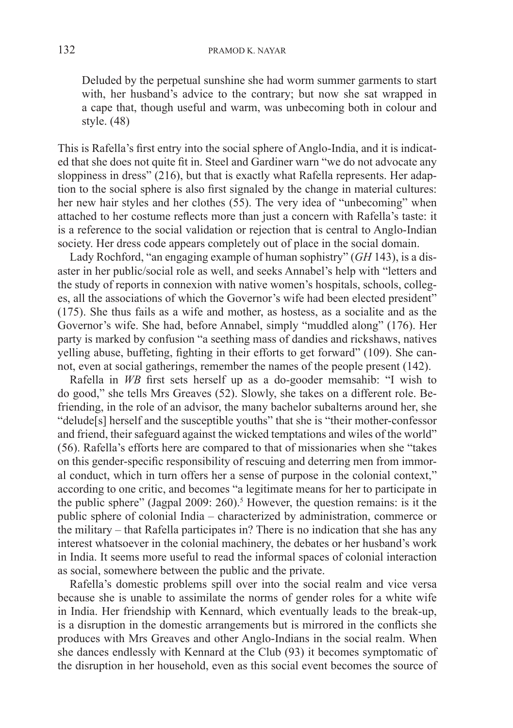> Deluded by the perpetual sunshine she had worm summer garments to start with, her husband's advice to the contrary; but now she sat wrapped in a cape that, though useful and warm, was unbecoming both in colour and style. (48)

This is Rafella's first entry into the social sphere of Anglo-India, and it is indicated that she does not quite fit in. Steel and Gardiner warn "we do not advocate any sloppiness in dress" (216), but that is exactly what Rafella represents. Her adaption to the social sphere is also first signaled by the change in material cultures: her new hair styles and her clothes (55). The very idea of "unbecoming" when attached to her costume reflects more than just a concern with Rafella's taste: it is a reference to the social validation or rejection that is central to Anglo-Indian society. Her dress code appears completely out of place in the social domain.

Lady Rochford, "an engaging example of human sophistry" (*GH* 143), is a disaster in her public/social role as well, and seeks Annabel's help with "letters and the study of reports in connexion with native women's hospitals, schools, colleges, all the associations of which the Governor's wife had been elected president" (175). She thus fails as a wife and mother, as hostess, as a socialite and as the Governor's wife. She had, before Annabel, simply "muddled along" (176). Her party is marked by confusion "a seething mass of dandies and rickshaws, natives yelling abuse, buffeting, fighting in their efforts to get forward" (109). She cannot, even at social gatherings, remember the names of the people present (142).

Rafella in *WB* first sets herself up as a do-gooder memsahib: "I wish to do good," she tells Mrs Greaves (52). Slowly, she takes on a different role. Befriending, in the role of an advisor, the many bachelor subalterns around her, she "delude[s] herself and the susceptible youths" that she is "their mother-confessor and friend, their safeguard against the wicked temptations and wiles of the world" (56). Rafella's efforts here are compared to that of missionaries when she "takes on this gender-specific responsibility of rescuing and deterring men from immoral conduct, which in turn offers her a sense of purpose in the colonial context," according to one critic, and becomes "a legitimate means for her to participate in the public sphere" (Jagpal 2009: 260).[5] However, the question remains: is it the public sphere of colonial India – characterized by administration, commerce or the military – that Rafella participates in? There is no indication that she has any interest whatsoever in the colonial machinery, the debates or her husband's work in India. It seems more useful to read the informal spaces of colonial interaction as social, somewhere between the public and the private.

Rafella's domestic problems spill over into the social realm and vice versa because she is unable to assimilate the norms of gender roles for a white wife in India. Her friendship with Kennard, which eventually leads to the break-up, is a disruption in the domestic arrangements but is mirrored in the conflicts she produces with Mrs Greaves and other Anglo-Indians in the social realm. When she dances endlessly with Kennard at the Club (93) it becomes symptomatic of the disruption in her household, even as this social event becomes the source of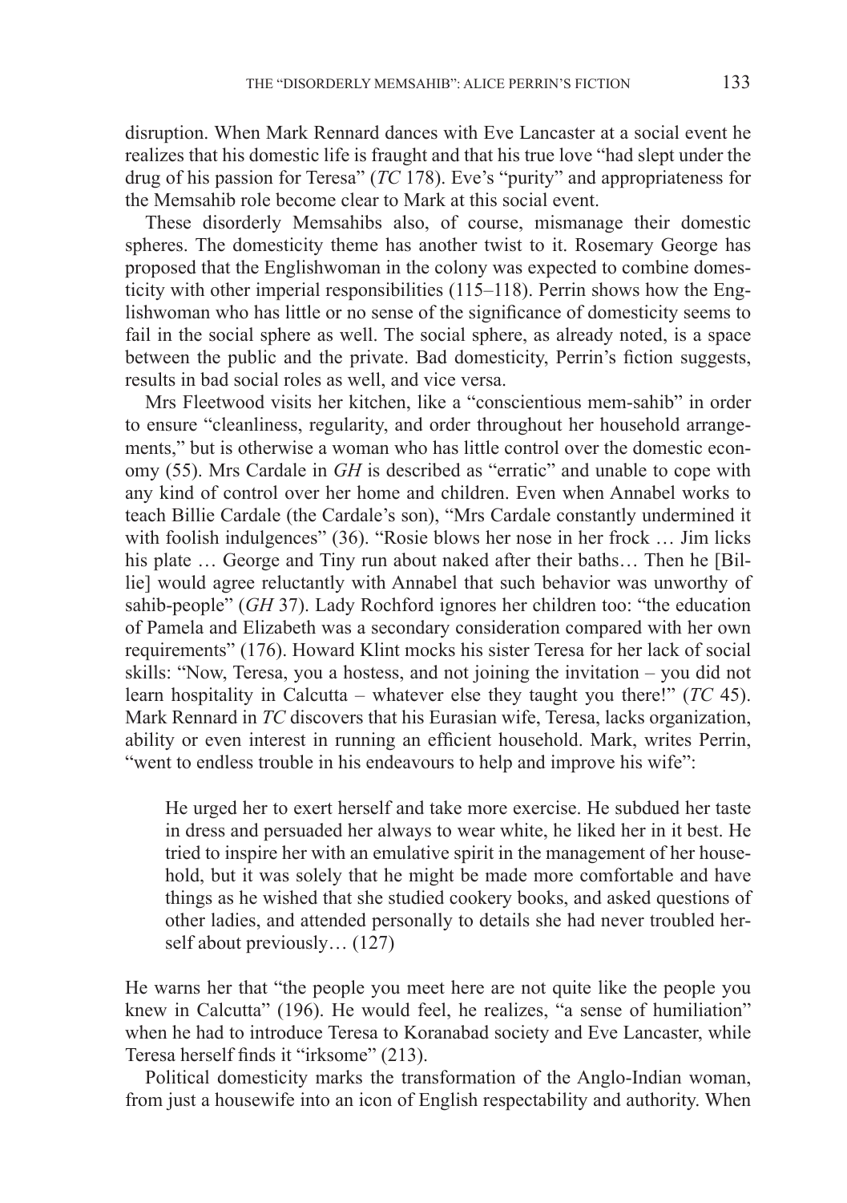disruption. When Mark Rennard dances with Eve Lancaster at a social event he realizes that his domestic life is fraught and that his true love "had slept under the drug of his passion for Teresa" (*TC* 178). Eve's "purity" and appropriateness for the Memsahib role become clear to Mark at this social event.

These disorderly Memsahibs also, of course, mismanage their domestic spheres. The domesticity theme has another twist to it. Rosemary George has proposed that the Englishwoman in the colony was expected to combine domesticity with other imperial responsibilities (115–118). Perrin shows how the Englishwoman who has little or no sense of the significance of domesticity seems to fail in the social sphere as well. The social sphere, as already noted, is a space between the public and the private. Bad domesticity, Perrin's fiction suggests, results in bad social roles as well, and vice versa.

Mrs Fleetwood visits her kitchen, like a "conscientious mem-sahib" in order to ensure "cleanliness, regularity, and order throughout her household arrangements," but is otherwise a woman who has little control over the domestic economy (55). Mrs Cardale in *GH* is described as "erratic" and unable to cope with any kind of control over her home and children. Even when Annabel works to teach Billie Cardale (the Cardale's son), "Mrs Cardale constantly undermined it with foolish indulgences" (36). "Rosie blows her nose in her frock … Jim licks his plate … George and Tiny run about naked after their baths… Then he [Billie] would agree reluctantly with Annabel that such behavior was unworthy of sahib-people" (*GH* 37). Lady Rochford ignores her children too: "the education of Pamela and Elizabeth was a secondary consideration compared with her own requirements" (176). Howard Klint mocks his sister Teresa for her lack of social skills: "Now, Teresa, you a hostess, and not joining the invitation – you did not learn hospitality in Calcutta – whatever else they taught you there!" (*TC* 45). Mark Rennard in *TC* discovers that his Eurasian wife, Teresa, lacks organization, ability or even interest in running an efficient household. Mark, writes Perrin, "went to endless trouble in his endeavours to help and improve his wife":

> He urged her to exert herself and take more exercise. He subdued her taste in dress and persuaded her always to wear white, he liked her in it best. He tried to inspire her with an emulative spirit in the management of her household, but it was solely that he might be made more comfortable and have things as he wished that she studied cookery books, and asked questions of other ladies, and attended personally to details she had never troubled herself about previously… (127)

He warns her that "the people you meet here are not quite like the people you knew in Calcutta" (196). He would feel, he realizes, "a sense of humiliation" when he had to introduce Teresa to Koranabad society and Eve Lancaster, while Teresa herself finds it "irksome" (213).

Political domesticity marks the transformation of the Anglo-Indian woman, from just a housewife into an icon of English respectability and authority. When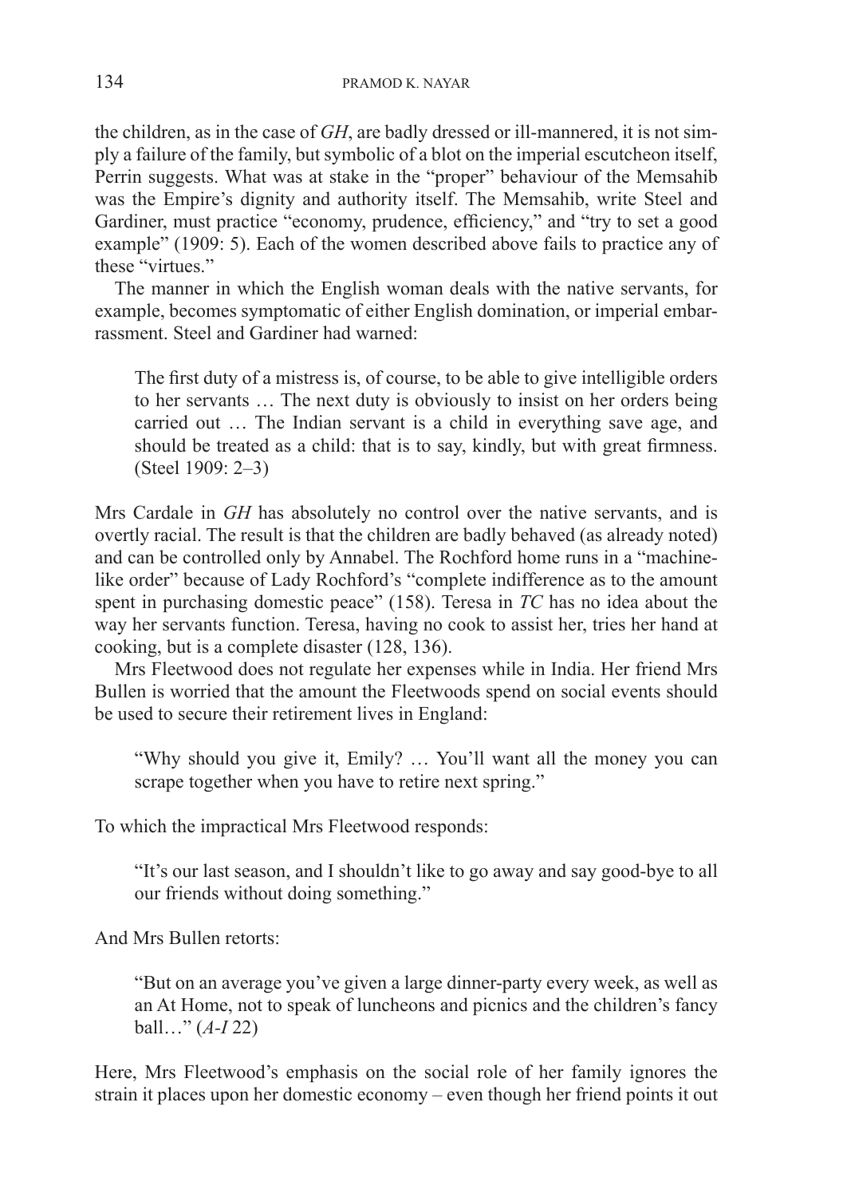the children, as in the case of *GH*, are badly dressed or ill-mannered, it is not simply a failure of the family, but symbolic of a blot on the imperial escutcheon itself, Perrin suggests. What was at stake in the "proper" behaviour of the Memsahib was the Empire's dignity and authority itself. The Memsahib, write Steel and Gardiner, must practice "economy, prudence, efficiency," and "try to set a good example" (1909: 5). Each of the women described above fails to practice any of these "virtues."

The manner in which the English woman deals with the native servants, for example, becomes symptomatic of either English domination, or imperial embarrassment. Steel and Gardiner had warned:

> The first duty of a mistress is, of course, to be able to give intelligible orders to her servants … The next duty is obviously to insist on her orders being carried out … The Indian servant is a child in everything save age, and should be treated as a child: that is to say, kindly, but with great firmness. (Steel 1909: 2–3)

Mrs Cardale in *GH* has absolutely no control over the native servants, and is overtly racial. The result is that the children are badly behaved (as already noted) and can be controlled only by Annabel. The Rochford home runs in a "machine-like order" because of Lady Rochford's "complete indifference as to the amount spent in purchasing domestic peace" (158). Teresa in *TC* has no idea about the way her servants function. Teresa, having no cook to assist her, tries her hand at cooking, but is a complete disaster (128, 136).

Mrs Fleetwood does not regulate her expenses while in India. Her friend Mrs Bullen is worried that the amount the Fleetwoods spend on social events should be used to secure their retirement lives in England:

> "Why should you give it, Emily? … You'll want all the money you can scrape together when you have to retire next spring."

To which the impractical Mrs Fleetwood responds:

> "It's our last season, and I shouldn't like to go away and say good-bye to all our friends without doing something."

And Mrs Bullen retorts:

> "But on an average you've given a large dinner-party every week, as well as an At Home, not to speak of luncheons and picnics and the children's fancy ball…" (*A-I* 22)

Here, Mrs Fleetwood's emphasis on the social role of her family ignores the strain it places upon her domestic economy – even though her friend points it out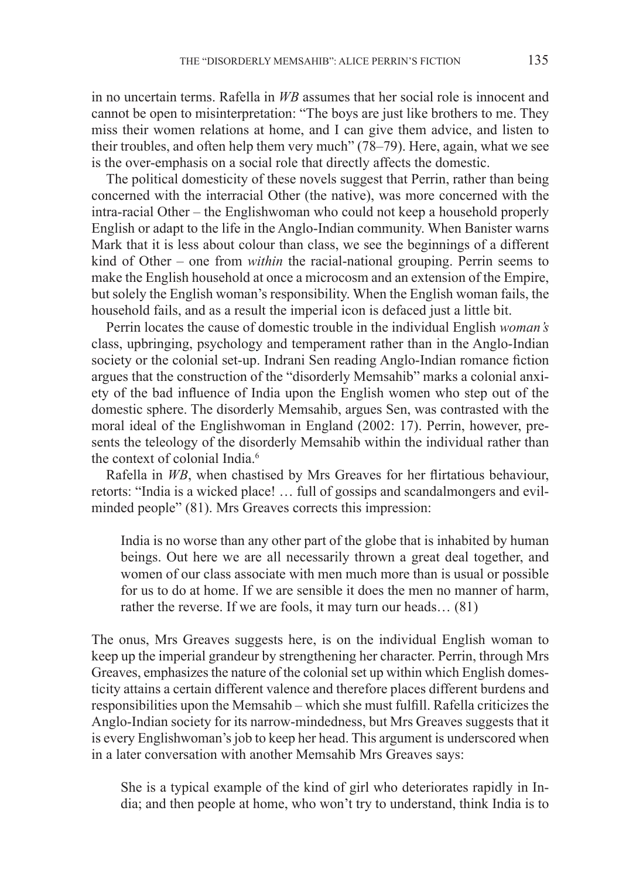in no uncertain terms. Rafella in *WB* assumes that her social role is innocent and cannot be open to misinterpretation: "The boys are just like brothers to me. They miss their women relations at home, and I can give them advice, and listen to their troubles, and often help them very much" (78–79). Here, again, what we see is the over-emphasis on a social role that directly affects the domestic.

The political domesticity of these novels suggest that Perrin, rather than being concerned with the interracial Other (the native), was more concerned with the intra-racial Other – the Englishwoman who could not keep a household properly English or adapt to the life in the Anglo-Indian community. When Banister warns Mark that it is less about colour than class, we see the beginnings of a different kind of Other – one from *within* the racial-national grouping. Perrin seems to make the English household at once a microcosm and an extension of the Empire, but solely the English woman's responsibility. When the English woman fails, the household fails, and as a result the imperial icon is defaced just a little bit.

Perrin locates the cause of domestic trouble in the individual English *woman's* class, upbringing, psychology and temperament rather than in the Anglo-Indian society or the colonial set-up. Indrani Sen reading Anglo-Indian romance fiction argues that the construction of the "disorderly Memsahib" marks a colonial anxiety of the bad influence of India upon the English women who step out of the domestic sphere. The disorderly Memsahib, argues Sen, was contrasted with the moral ideal of the Englishwoman in England (2002: 17). Perrin, however, presents the teleology of the disorderly Memsahib within the individual rather than the context of colonial India.[6]

Rafella in *WB*, when chastised by Mrs Greaves for her flirtatious behaviour, retorts: "India is a wicked place! … full of gossips and scandalmongers and evil-minded people" (81). Mrs Greaves corrects this impression:

> India is no worse than any other part of the globe that is inhabited by human beings. Out here we are all necessarily thrown a great deal together, and women of our class associate with men much more than is usual or possible for us to do at home. If we are sensible it does the men no manner of harm, rather the reverse. If we are fools, it may turn our heads… (81)

The onus, Mrs Greaves suggests here, is on the individual English woman to keep up the imperial grandeur by strengthening her character. Perrin, through Mrs Greaves, emphasizes the nature of the colonial set up within which English domesticity attains a certain different valence and therefore places different burdens and responsibilities upon the Memsahib – which she must fulfill. Rafella criticizes the Anglo-Indian society for its narrow-mindedness, but Mrs Greaves suggests that it is every Englishwoman's job to keep her head. This argument is underscored when in a later conversation with another Memsahib Mrs Greaves says:

> She is a typical example of the kind of girl who deteriorates rapidly in India; and then people at home, who won't try to understand, think India is to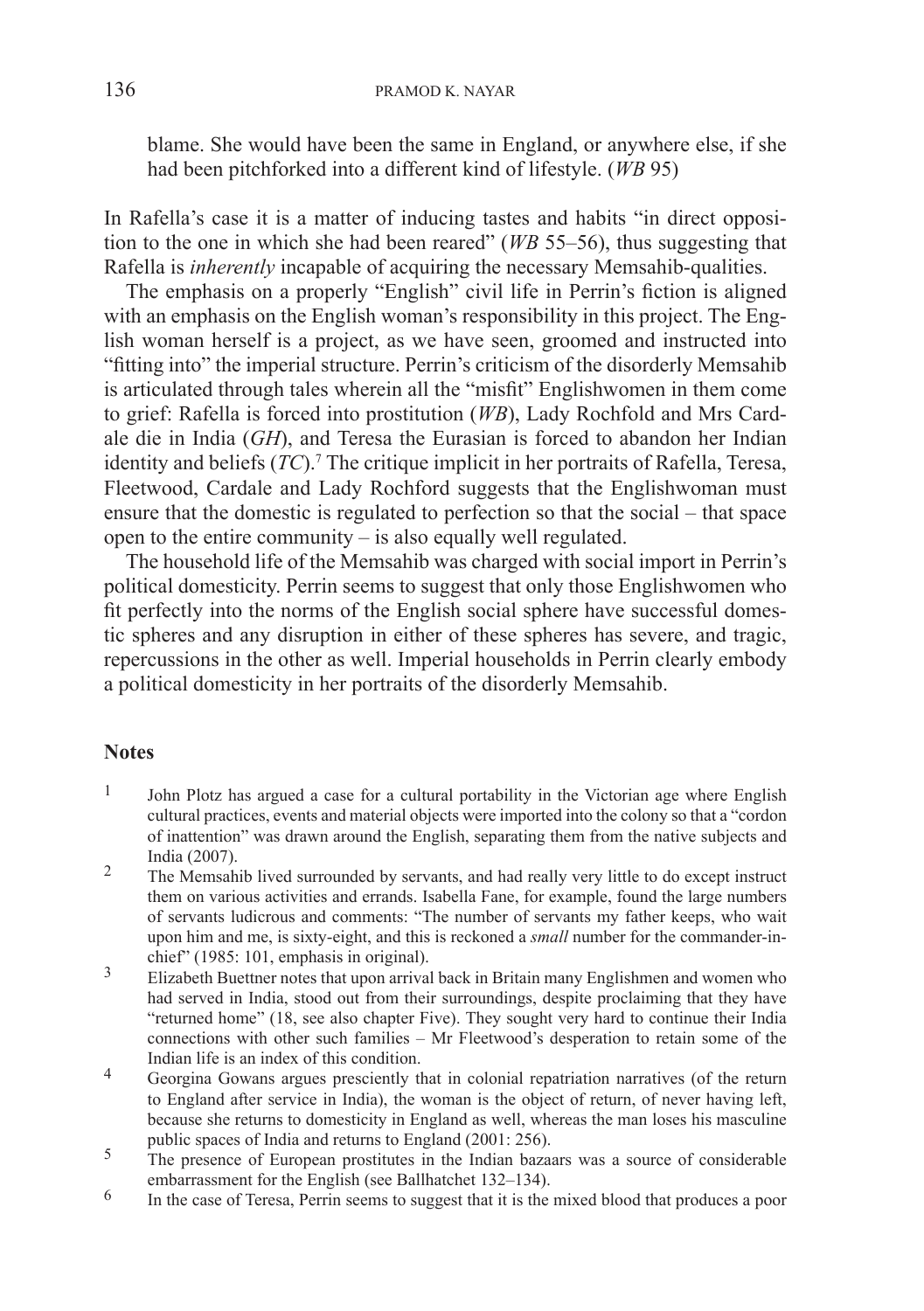blame. She would have been the same in England, or anywhere else, if she had been pitchforked into a different kind of lifestyle. (*WB* 95)

In Rafella's case it is a matter of inducing tastes and habits "in direct opposition to the one in which she had been reared" (*WB* 55–56), thus suggesting that Rafella is *inherently* incapable of acquiring the necessary Memsahib-qualities.

The emphasis on a properly "English" civil life in Perrin's fiction is aligned with an emphasis on the English woman's responsibility in this project. The English woman herself is a project, as we have seen, groomed and instructed into "fitting into" the imperial structure. Perrin's criticism of the disorderly Memsahib is articulated through tales wherein all the "misfit" Englishwomen in them come to grief: Rafella is forced into prostitution (*WB*), Lady Rochfold and Mrs Cardale die in India (*GH*), and Teresa the Eurasian is forced to abandon her Indian identity and beliefs (*TC*).[7] The critique implicit in her portraits of Rafella, Teresa, Fleetwood, Cardale and Lady Rochford suggests that the Englishwoman must ensure that the domestic is regulated to perfection so that the social – that space open to the entire community – is also equally well regulated.

The household life of the Memsahib was charged with social import in Perrin's political domesticity. Perrin seems to suggest that only those Englishwomen who fit perfectly into the norms of the English social sphere have successful domestic spheres and any disruption in either of these spheres has severe, and tragic, repercussions in the other as well. Imperial households in Perrin clearly embody a political domesticity in her portraits of the disorderly Memsahib.

## Notes

1 John Plotz has argued a case for a cultural portability in the Victorian age where English cultural practices, events and material objects were imported into the colony so that a "cordon of inattention" was drawn around the English, separating them from the native subjects and India (2007).

2 The Memsahib lived surrounded by servants, and had really very little to do except instruct them on various activities and errands. Isabella Fane, for example, found the large numbers of servants ludicrous and comments: "The number of servants my father keeps, who wait upon him and me, is sixty-eight, and this is reckoned a *small* number for the commander-in-chief" (1985: 101, emphasis in original).

3 Elizabeth Buettner notes that upon arrival back in Britain many Englishmen and women who had served in India, stood out from their surroundings, despite proclaiming that they have "returned home" (18, see also chapter Five). They sought very hard to continue their India connections with other such families – Mr Fleetwood's desperation to retain some of the Indian life is an index of this condition.

4 Georgina Gowans argues presciently that in colonial repatriation narratives (of the return to England after service in India), the woman is the object of return, of never having left, because she returns to domesticity in England as well, whereas the man loses his masculine public spaces of India and returns to England (2001: 256).

5 The presence of European prostitutes in the Indian bazaars was a source of considerable embarrassment for the English (see Ballhatchet 132–134).

6 In the case of Teresa, Perrin seems to suggest that it is the mixed blood that produces a poor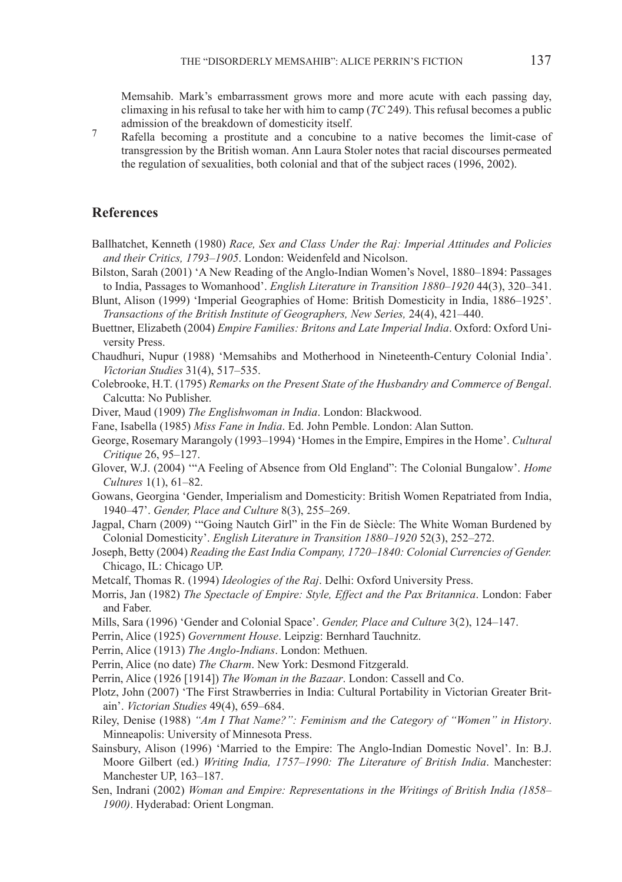Memsahib. Mark's embarrassment grows more and more acute with each passing day, climaxing in his refusal to take her with him to camp (*TC* 249). This refusal becomes a public admission of the breakdown of domesticity itself.

7 Rafella becoming a prostitute and a concubine to a native becomes the limit-case of transgression by the British woman. Ann Laura Stoler notes that racial discourses permeated the regulation of sexualities, both colonial and that of the subject races (1996, 2002).

## References

Ballhatchet, Kenneth (1980) *Race, Sex and Class Under the Raj: Imperial Attitudes and Policies and their Critics, 1793–1905*. London: Weidenfeld and Nicolson.

Bilston, Sarah (2001) 'A New Reading of the Anglo-Indian Women's Novel, 1880–1894: Passages to India, Passages to Womanhood'. *English Literature in Transition 1880–1920* 44(3), 320–341.

Blunt, Alison (1999) 'Imperial Geographies of Home: British Domesticity in India, 1886–1925'. *Transactions of the British Institute of Geographers, New Series,* 24(4), 421–440.

Buettner, Elizabeth (2004) *Empire Families: Britons and Late Imperial India*. Oxford: Oxford University Press.

Chaudhuri, Nupur (1988) 'Memsahibs and Motherhood in Nineteenth-Century Colonial India'. *Victorian Studies* 31(4), 517–535.

Colebrooke, H.T. (1795) *Remarks on the Present State of the Husbandry and Commerce of Bengal*. Calcutta: No Publisher.

Diver, Maud (1909) *The Englishwoman in India*. London: Blackwood.

Fane, Isabella (1985) *Miss Fane in India*. Ed. John Pemble. London: Alan Sutton.

George, Rosemary Marangoly (1993–1994) 'Homes in the Empire, Empires in the Home'. *Cultural Critique* 26, 95–127.

Glover, W.J. (2004) '"A Feeling of Absence from Old England": The Colonial Bungalow'. *Home Cultures* 1(1), 61–82.

Gowans, Georgina 'Gender, Imperialism and Domesticity: British Women Repatriated from India, 1940–47'. *Gender, Place and Culture* 8(3), 255–269.

Jagpal, Charn (2009) '"Going Nautch Girl" in the Fin de Siècle: The White Woman Burdened by Colonial Domesticity'. *English Literature in Transition 1880–1920* 52(3), 252–272.

Joseph, Betty (2004) *Reading the East India Company, 1720–1840: Colonial Currencies of Gender.* Chicago, IL: Chicago UP.

Metcalf, Thomas R. (1994) *Ideologies of the Raj*. Delhi: Oxford University Press.

Morris, Jan (1982) *The Spectacle of Empire: Style, Effect and the Pax Britannica*. London: Faber and Faber.

Mills, Sara (1996) 'Gender and Colonial Space'. *Gender, Place and Culture* 3(2), 124–147.

Perrin, Alice (1925) *Government House*. Leipzig: Bernhard Tauchnitz.

Perrin, Alice (1913) *The Anglo-Indians*. London: Methuen.

Perrin, Alice (no date) *The Charm*. New York: Desmond Fitzgerald.

Perrin, Alice (1926 [1914]) *The Woman in the Bazaar*. London: Cassell and Co.

Plotz, John (2007) 'The First Strawberries in India: Cultural Portability in Victorian Greater Britain'. *Victorian Studies* 49(4), 659–684.

Riley, Denise (1988) *"Am I That Name?": Feminism and the Category of "Women" in History*. Minneapolis: University of Minnesota Press.

Sainsbury, Alison (1996) 'Married to the Empire: The Anglo-Indian Domestic Novel'. In: B.J. Moore Gilbert (ed.) *Writing India, 1757–1990: The Literature of British India*. Manchester: Manchester UP, 163–187.

Sen, Indrani (2002) *Woman and Empire: Representations in the Writings of British India (1858–1900)*. Hyderabad: Orient Longman.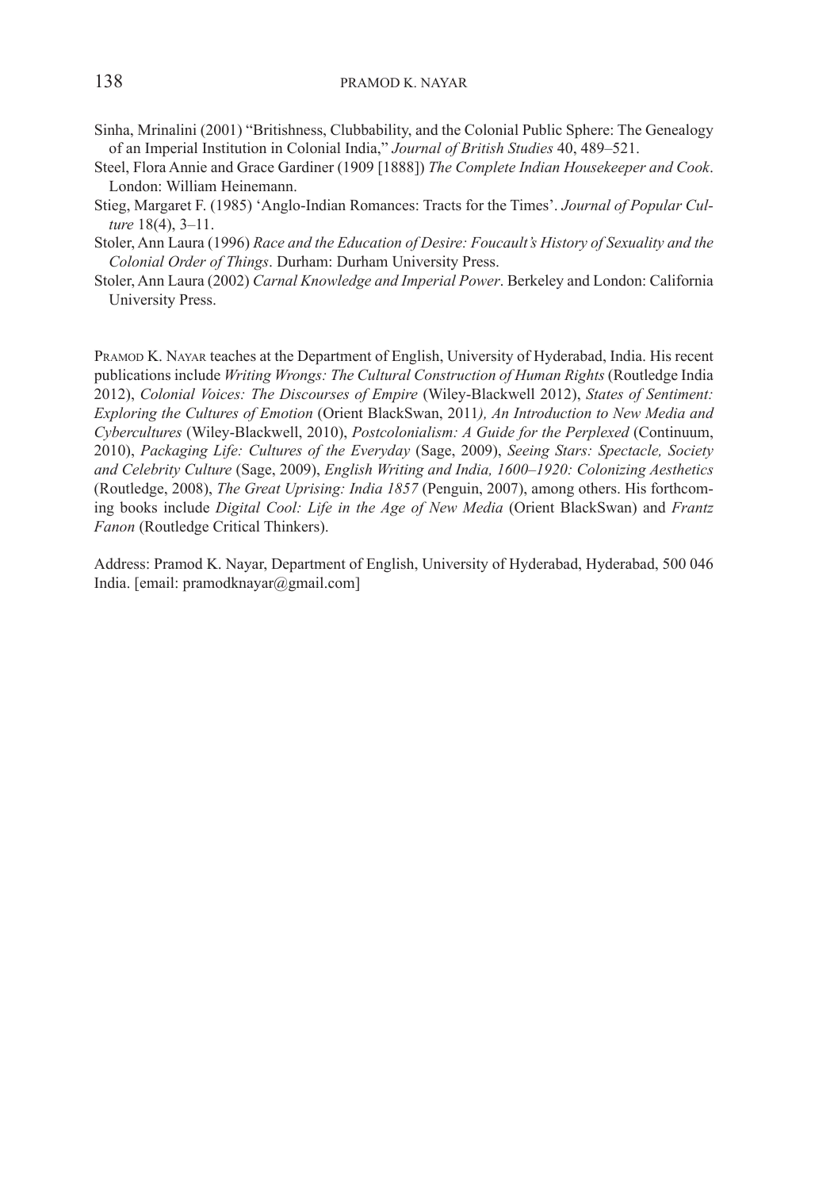Sinha, Mrinalini (2001) "Britishness, Clubbability, and the Colonial Public Sphere: The Genealogy of an Imperial Institution in Colonial India," *Journal of British Studies* 40, 489–521.

Steel, Flora Annie and Grace Gardiner (1909 [1888]) *The Complete Indian Housekeeper and Cook*. London: William Heinemann.

Stieg, Margaret F. (1985) 'Anglo-Indian Romances: Tracts for the Times'. *Journal of Popular Culture* 18(4), 3–11.

Stoler, Ann Laura (1996) *Race and the Education of Desire: Foucault's History of Sexuality and the Colonial Order of Things*. Durham: Durham University Press.

Stoler, Ann Laura (2002) *Carnal Knowledge and Imperial Power*. Berkeley and London: California University Press.

Pramod K. Nayar teaches at the Department of English, University of Hyderabad, India. His recent publications include *Writing Wrongs: The Cultural Construction of Human Rights* (Routledge India 2012), *Colonial Voices: The Discourses of Empire* (Wiley-Blackwell 2012), *States of Sentiment: Exploring the Cultures of Emotion* (Orient BlackSwan, 2011), *An Introduction to New Media and Cybercultures* (Wiley-Blackwell, 2010), *Postcolonialism: A Guide for the Perplexed* (Continuum, 2010), *Packaging Life: Cultures of the Everyday* (Sage, 2009), *Seeing Stars: Spectacle, Society and Celebrity Culture* (Sage, 2009), *English Writing and India, 1600–1920: Colonizing Aesthetics* (Routledge, 2008), *The Great Uprising: India 1857* (Penguin, 2007), among others. His forthcoming books include *Digital Cool: Life in the Age of New Media* (Orient BlackSwan) and *Frantz Fanon* (Routledge Critical Thinkers).

Address: Pramod K. Nayar, Department of English, University of Hyderabad, Hyderabad, 500 046 India. [email: pramodknayar@gmail.com]